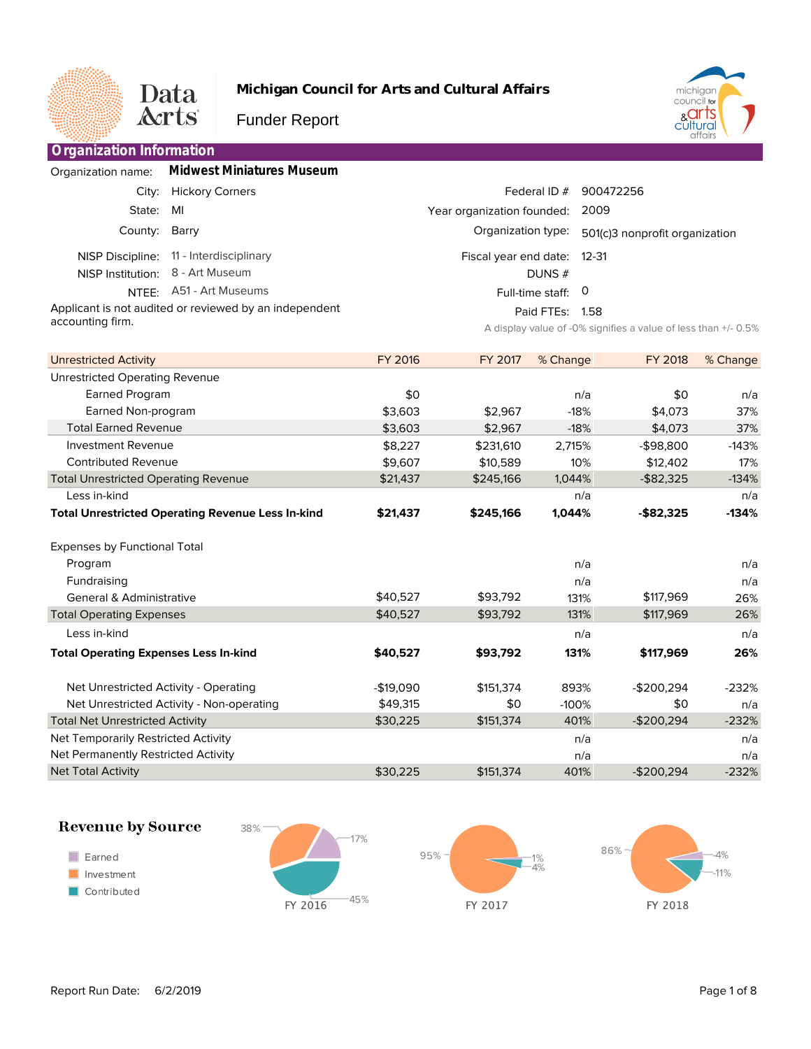**Michigan Council for Arts and Cultural Affairs**

Funder Report

## Organization Information

Organization name: **Midwest Miniatures Museum**

| | | | |
|---|---|---|---|
| City: | Hickory Corners | Federal ID # | 900472256 |
| State: | MI | Year organization founded: | 2009 |
| County: | Barry | Organization type: | 501(c)3 nonprofit organization |
| NISP Discipline: | 11 - Interdisciplinary | Fiscal year end date: | 12-31 |
| NISP Institution: | 8 - Art Museum | DUNS # | |
| NTEE: | A51 - Art Museums | Full-time staff: | 0 |
| | | Paid FTEs: | 1.58 |

Applicant is not audited or reviewed by an independent accounting firm.

A display value of -0% signifies a value of less than +/- 0.5%

| Unrestricted Activity | FY 2016 | FY 2017 | % Change | FY 2018 | % Change |
|---|---|---|---|---|---|
| Unrestricted Operating Revenue | | | | | |
| Earned Program | $0 | | n/a | $0 | n/a |
| Earned Non-program | $3,603 | $2,967 | -18% | $4,073 | 37% |
| Total Earned Revenue | $3,603 | $2,967 | -18% | $4,073 | 37% |
| Investment Revenue | $8,227 | $231,610 | 2,715% | -$98,800 | -143% |
| Contributed Revenue | $9,607 | $10,589 | 10% | $12,402 | 17% |
| Total Unrestricted Operating Revenue | $21,437 | $245,166 | 1,044% | -$82,325 | -134% |
| Less in-kind | | | n/a | | n/a |
| **Total Unrestricted Operating Revenue Less In-kind** | **$21,437** | **$245,166** | **1,044%** | **-$82,325** | **-134%** |
| Expenses by Functional Total | | | | | |
| Program | | | n/a | | n/a |
| Fundraising | | | n/a | | n/a |
| General & Administrative | $40,527 | $93,792 | 131% | $117,969 | 26% |
| Total Operating Expenses | $40,527 | $93,792 | 131% | $117,969 | 26% |
| Less in-kind | | | n/a | | n/a |
| **Total Operating Expenses Less In-kind** | **$40,527** | **$93,792** | **131%** | **$117,969** | **26%** |
| Net Unrestricted Activity - Operating | -$19,090 | $151,374 | 893% | -$200,294 | -232% |
| Net Unrestricted Activity - Non-operating | $49,315 | $0 | -100% | $0 | n/a |
| Total Net Unrestricted Activity | $30,225 | $151,374 | 401% | -$200,294 | -232% |
| Net Temporarily Restricted Activity | | | n/a | | n/a |
| Net Permanently Restricted Activity | | | n/a | | n/a |
| Net Total Activity | $30,225 | $151,374 | 401% | -$200,294 | -232% |

## Revenue by Source

Legend: Earned, Investment, Contributed

| | Earned | Investment | Contributed |
|---|---|---|---|
| FY 2016 | 17% | 38% | 45% |
| FY 2017 | 1% | 95% | 4% |
| FY 2018 | 4% | 86% | 11% |

Report Run Date: 6/2/2019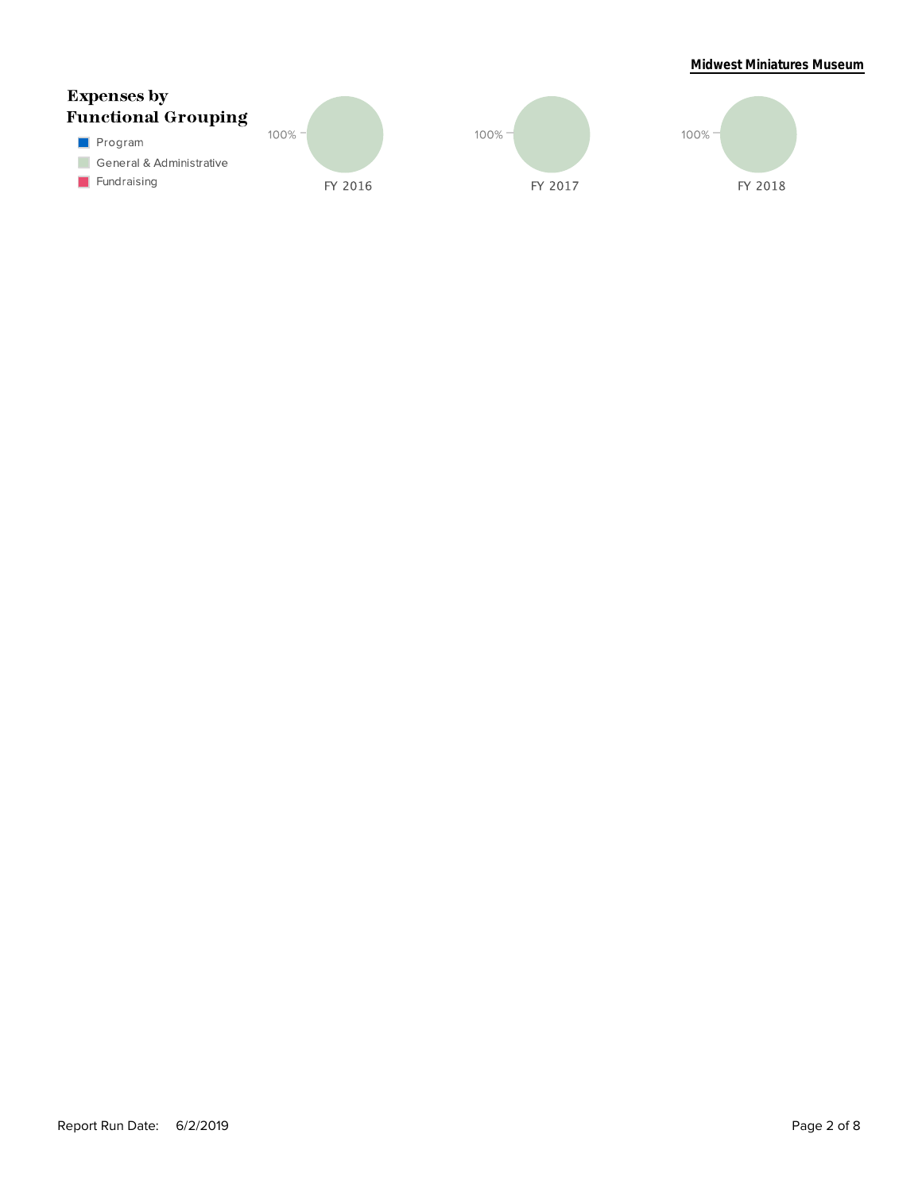## Expenses by Functional Grouping

- Program
- General & Administrative
- Fundraising

| | FY 2016 | FY 2017 | FY 2018 |
|---|---|---|---|
| General & Administrative | 100% | 100% | 100% |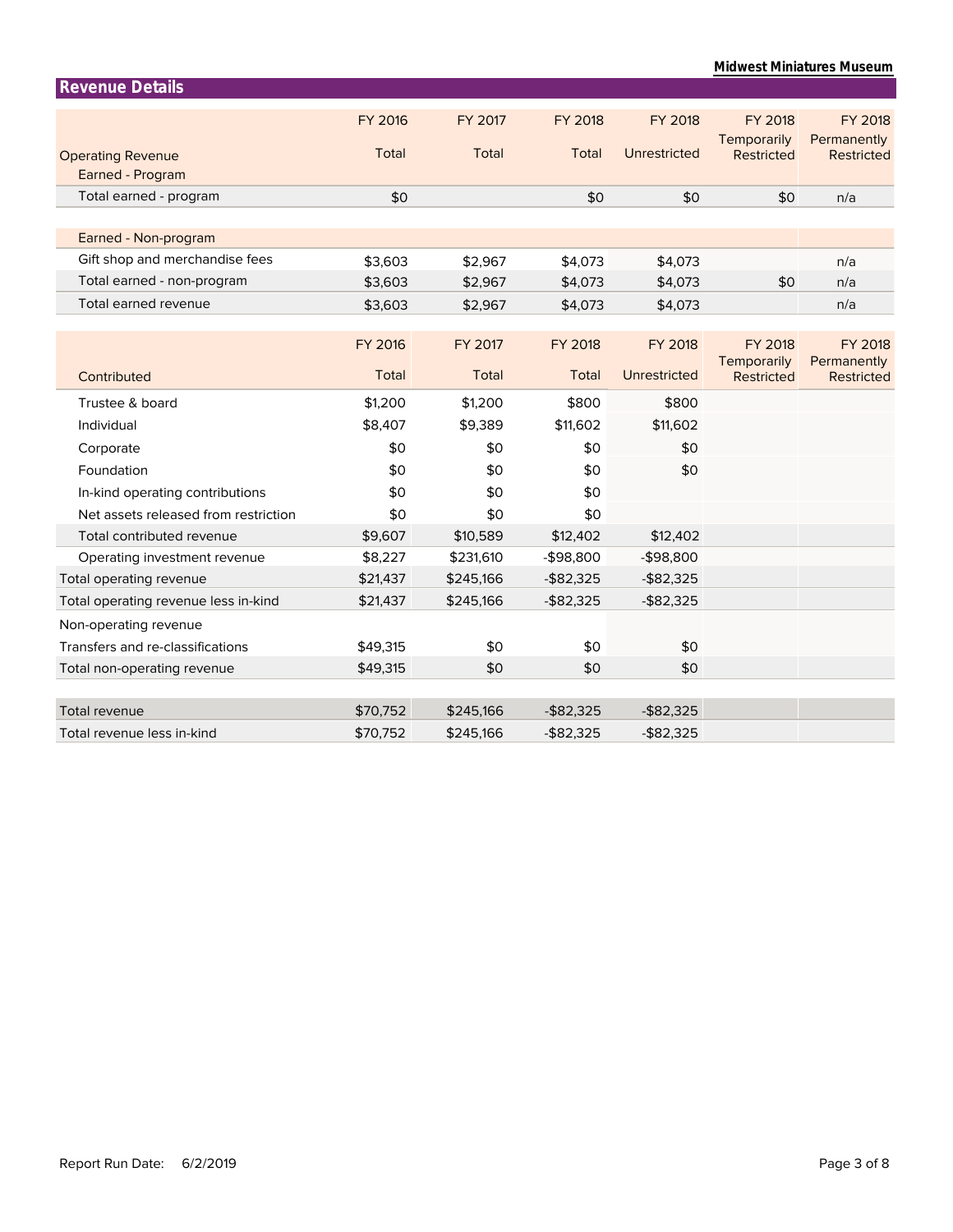## Revenue Details

| Operating Revenue | FY 2016 Total | FY 2017 Total | FY 2018 Total | FY 2018 Unrestricted | FY 2018 Temporarily Restricted | FY 2018 Permanently Restricted |
|---|---|---|---|---|---|---|
| Earned - Program | | | | | | |
| Total earned - program | $0 | | $0 | $0 | $0 | n/a |
| Earned - Non-program | | | | | | |
| Gift shop and merchandise fees | $3,603 | $2,967 | $4,073 | $4,073 | | n/a |
| Total earned - non-program | $3,603 | $2,967 | $4,073 | $4,073 | $0 | n/a |
| Total earned revenue | $3,603 | $2,967 | $4,073 | $4,073 | | n/a |

| Contributed | FY 2016 Total | FY 2017 Total | FY 2018 Total | FY 2018 Unrestricted | FY 2018 Temporarily Restricted | FY 2018 Permanently Restricted |
|---|---|---|---|---|---|---|
| Trustee & board | $1,200 | $1,200 | $800 | $800 | | |
| Individual | $8,407 | $9,389 | $11,602 | $11,602 | | |
| Corporate | $0 | $0 | $0 | $0 | | |
| Foundation | $0 | $0 | $0 | $0 | | |
| In-kind operating contributions | $0 | $0 | $0 | | | |
| Net assets released from restriction | $0 | $0 | $0 | | | |
| Total contributed revenue | $9,607 | $10,589 | $12,402 | $12,402 | | |
| Operating investment revenue | $8,227 | $231,610 | -$98,800 | -$98,800 | | |
| Total operating revenue | $21,437 | $245,166 | -$82,325 | -$82,325 | | |
| Total operating revenue less in-kind | $21,437 | $245,166 | -$82,325 | -$82,325 | | |
| Non-operating revenue | | | | | | |
| Transfers and re-classifications | $49,315 | $0 | $0 | $0 | | |
| Total non-operating revenue | $49,315 | $0 | $0 | $0 | | |
| Total revenue | $70,752 | $245,166 | -$82,325 | -$82,325 | | |
| Total revenue less in-kind | $70,752 | $245,166 | -$82,325 | -$82,325 | | |

Report Run Date: 6/2/2019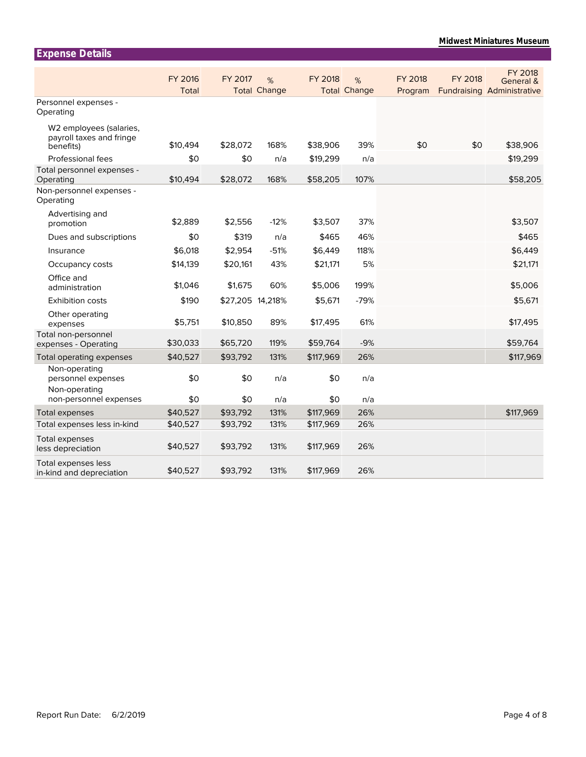## Expense Details

| | FY 2016 Total | FY 2017 Total | % Change | FY 2018 Total | % Change | FY 2018 Program | FY 2018 Fundraising | FY 2018 General & Administrative |
|---|---|---|---|---|---|---|---|---|
| Personnel expenses - Operating | | | | | | | | |
| W2 employees (salaries, payroll taxes and fringe benefits) | $10,494 | $28,072 | 168% | $38,906 | 39% | $0 | $0 | $38,906 |
| Professional fees | $0 | $0 | n/a | $19,299 | n/a | | | $19,299 |
| Total personnel expenses - Operating | $10,494 | $28,072 | 168% | $58,205 | 107% | | | $58,205 |
| Non-personnel expenses - Operating | | | | | | | | |
| Advertising and promotion | $2,889 | $2,556 | -12% | $3,507 | 37% | | | $3,507 |
| Dues and subscriptions | $0 | $319 | n/a | $465 | 46% | | | $465 |
| Insurance | $6,018 | $2,954 | -51% | $6,449 | 118% | | | $6,449 |
| Occupancy costs | $14,139 | $20,161 | 43% | $21,171 | 5% | | | $21,171 |
| Office and administration | $1,046 | $1,675 | 60% | $5,006 | 199% | | | $5,006 |
| Exhibition costs | $190 | $27,205 | 14,218% | $5,671 | -79% | | | $5,671 |
| Other operating expenses | $5,751 | $10,850 | 89% | $17,495 | 61% | | | $17,495 |
| Total non-personnel expenses - Operating | $30,033 | $65,720 | 119% | $59,764 | -9% | | | $59,764 |
| Total operating expenses | $40,527 | $93,792 | 131% | $117,969 | 26% | | | $117,969 |
| Non-operating personnel expenses | $0 | $0 | n/a | $0 | n/a | | | |
| Non-operating non-personnel expenses | $0 | $0 | n/a | $0 | n/a | | | |
| Total expenses | $40,527 | $93,792 | 131% | $117,969 | 26% | | | $117,969 |
| Total expenses less in-kind | $40,527 | $93,792 | 131% | $117,969 | 26% | | | |
| Total expenses less depreciation | $40,527 | $93,792 | 131% | $117,969 | 26% | | | |
| Total expenses less in-kind and depreciation | $40,527 | $93,792 | 131% | $117,969 | 26% | | | |

Report Run Date: 6/2/2019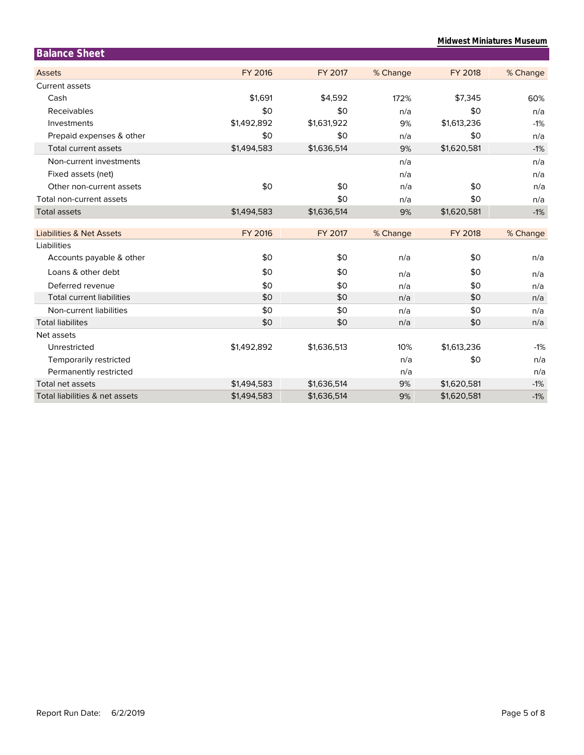## Balance Sheet

| Assets | FY 2016 | FY 2017 | % Change | FY 2018 | % Change |
|---|---|---|---|---|---|
| Current assets | | | | | |
| Cash | $1,691 | $4,592 | 172% | $7,345 | 60% |
| Receivables | $0 | $0 | n/a | $0 | n/a |
| Investments | $1,492,892 | $1,631,922 | 9% | $1,613,236 | -1% |
| Prepaid expenses & other | $0 | $0 | n/a | $0 | n/a |
| Total current assets | $1,494,583 | $1,636,514 | 9% | $1,620,581 | -1% |
| Non-current investments | | | n/a | | n/a |
| Fixed assets (net) | | | n/a | | n/a |
| Other non-current assets | $0 | $0 | n/a | $0 | n/a |
| Total non-current assets | | $0 | n/a | $0 | n/a |
| Total assets | $1,494,583 | $1,636,514 | 9% | $1,620,581 | -1% |

| Liabilities & Net Assets | FY 2016 | FY 2017 | % Change | FY 2018 | % Change |
|---|---|---|---|---|---|
| Liabilities | | | | | |
| Accounts payable & other | $0 | $0 | n/a | $0 | n/a |
| Loans & other debt | $0 | $0 | n/a | $0 | n/a |
| Deferred revenue | $0 | $0 | n/a | $0 | n/a |
| Total current liabilities | $0 | $0 | n/a | $0 | n/a |
| Non-current liabilities | $0 | $0 | n/a | $0 | n/a |
| Total liabilites | $0 | $0 | n/a | $0 | n/a |
| Net assets | | | | | |
| Unrestricted | $1,492,892 | $1,636,513 | 10% | $1,613,236 | -1% |
| Temporarily restricted | | | n/a | $0 | n/a |
| Permanently restricted | | | n/a | | n/a |
| Total net assets | $1,494,583 | $1,636,514 | 9% | $1,620,581 | -1% |
| Total liabilities & net assets | $1,494,583 | $1,636,514 | 9% | $1,620,581 | -1% |

Report Run Date: 6/2/2019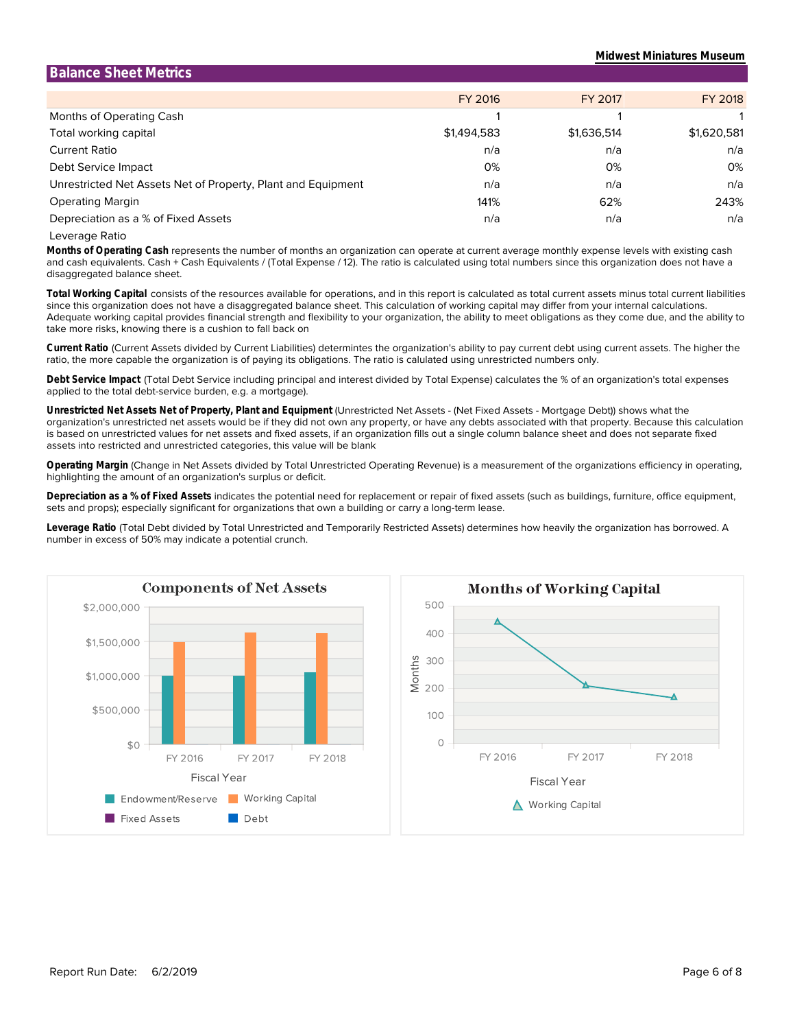Midwest Miniatures Museum

## Balance Sheet Metrics

| | FY 2016 | FY 2017 | FY 2018 |
|---|---|---|---|
| Months of Operating Cash | 1 | 1 | 1 |
| Total working capital | $1,494,583 | $1,636,514 | $1,620,581 |
| Current Ratio | n/a | n/a | n/a |
| Debt Service Impact | 0% | 0% | 0% |
| Unrestricted Net Assets Net of Property, Plant and Equipment | n/a | n/a | n/a |
| Operating Margin | 141% | 62% | 243% |
| Depreciation as a % of Fixed Assets | n/a | n/a | n/a |
| Leverage Ratio | | | |

**Months of Operating Cash** represents the number of months an organization can operate at current average monthly expense levels with existing cash and cash equivalents. Cash + Cash Equivalents / (Total Expense / 12). The ratio is calculated using total numbers since this organization does not have a disaggregated balance sheet.

**Total Working Capital** consists of the resources available for operations, and in this report is calculated as total current assets minus total current liabilities since this organization does not have a disaggregated balance sheet. This calculation of working capital may differ from your internal calculations. Adequate working capital provides financial strength and flexibility to your organization, the ability to meet obligations as they come due, and the ability to take more risks, knowing there is a cushion to fall back on

**Current Ratio** (Current Assets divided by Current Liabilities) determintes the organization's ability to pay current debt using current assets. The higher the ratio, the more capable the organization is of paying its obligations. The ratio is calulated using unrestricted numbers only.

**Debt Service Impact** (Total Debt Service including principal and interest divided by Total Expense) calculates the % of an organization's total expenses applied to the total debt-service burden, e.g. a mortgage).

**Unrestricted Net Assets Net of Property, Plant and Equipment** (Unrestricted Net Assets - (Net Fixed Assets - Mortgage Debt)) shows what the organization's unrestricted net assets would be if they did not own any property, or have any debts associated with that property. Because this calculation is based on unrestricted values for net assets and fixed assets, if an organization fills out a single column balance sheet and does not separate fixed assets into restricted and unrestricted categories, this value will be blank

**Operating Margin** (Change in Net Assets divided by Total Unrestricted Operating Revenue) is a measurement of the organizations efficiency in operating, highlighting the amount of an organization's surplus or deficit.

**Depreciation as a % of Fixed Assets** indicates the potential need for replacement or repair of fixed assets (such as buildings, furniture, office equipment, sets and props); especially significant for organizations that own a building or carry a long-term lease.

**Leverage Ratio** (Total Debt divided by Total Unrestricted and Temporarily Restricted Assets) determines how heavily the organization has borrowed. A number in excess of 50% may indicate a potential crunch.

### Components of Net Assets

Fiscal Year: FY 2016, FY 2017, FY 2018

Legend: Endowment/Reserve, Working Capital, Fixed Assets, Debt

### Months of Working Capital

Months by Fiscal Year: FY 2016, FY 2017, FY 2018

Legend: Working Capital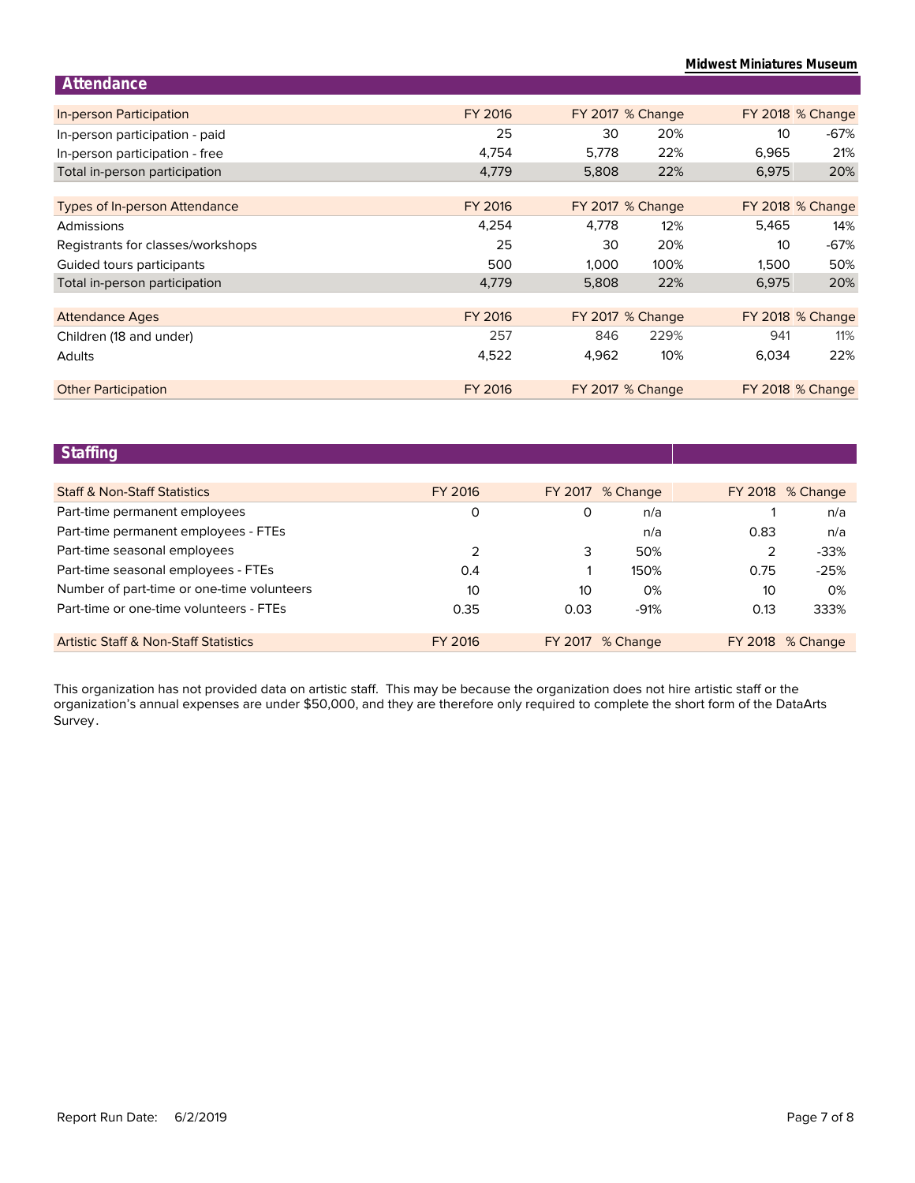**Midwest Miniatures Museum**

## Attendance

| In-person Participation | FY 2016 | FY 2017 | % Change | FY 2018 | % Change |
|---|---|---|---|---|---|
| In-person participation - paid | 25 | 30 | 20% | 10 | -67% |
| In-person participation - free | 4,754 | 5,778 | 22% | 6,965 | 21% |
| Total in-person participation | 4,779 | 5,808 | 22% | 6,975 | 20% |

| Types of In-person Attendance | FY 2016 | FY 2017 | % Change | FY 2018 | % Change |
|---|---|---|---|---|---|
| Admissions | 4,254 | 4,778 | 12% | 5,465 | 14% |
| Registrants for classes/workshops | 25 | 30 | 20% | 10 | -67% |
| Guided tours participants | 500 | 1,000 | 100% | 1,500 | 50% |
| Total in-person participation | 4,779 | 5,808 | 22% | 6,975 | 20% |

| Attendance Ages | FY 2016 | FY 2017 | % Change | FY 2018 | % Change |
|---|---|---|---|---|---|
| Children (18 and under) | 257 | 846 | 229% | 941 | 11% |
| Adults | 4,522 | 4,962 | 10% | 6,034 | 22% |

| Other Participation | FY 2016 | FY 2017 | % Change | FY 2018 | % Change |
|---|---|---|---|---|---|

## Staffing

| Staff & Non-Staff Statistics | FY 2016 | FY 2017 | % Change | FY 2018 | % Change |
|---|---|---|---|---|---|
| Part-time permanent employees | 0 | 0 | n/a | 1 | n/a |
| Part-time permanent employees - FTEs | | | n/a | 0.83 | n/a |
| Part-time seasonal employees | 2 | 3 | 50% | 2 | -33% |
| Part-time seasonal employees - FTEs | 0.4 | 1 | 150% | 0.75 | -25% |
| Number of part-time or one-time volunteers | 10 | 10 | 0% | 10 | 0% |
| Part-time or one-time volunteers - FTEs | 0.35 | 0.03 | -91% | 0.13 | 333% |

| Artistic Staff & Non-Staff Statistics | FY 2016 | FY 2017 | % Change | FY 2018 | % Change |
|---|---|---|---|---|---|

This organization has not provided data on artistic staff. This may be because the organization does not hire artistic staff or the organization's annual expenses are under $50,000, and they are therefore only required to complete the short form of the DataArts Survey.

Report Run Date: 6/2/2019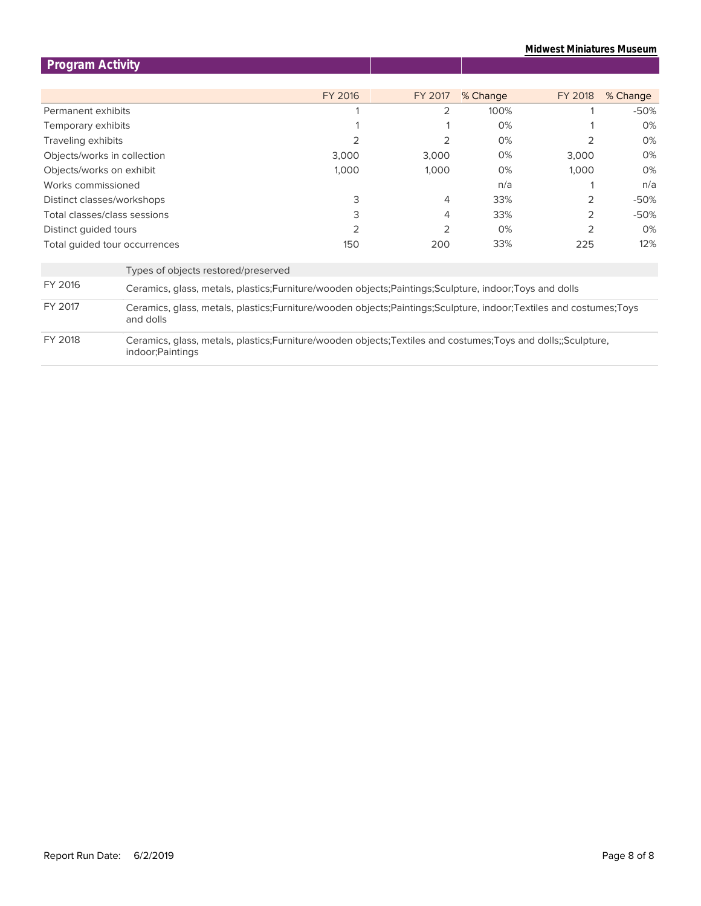## Program Activity

| | FY 2016 | FY 2017 | % Change | FY 2018 | % Change |
|---|---|---|---|---|---|
| Permanent exhibits | 1 | 2 | 100% | 1 | -50% |
| Temporary exhibits | 1 | 1 | 0% | 1 | 0% |
| Traveling exhibits | 2 | 2 | 0% | 2 | 0% |
| Objects/works in collection | 3,000 | 3,000 | 0% | 3,000 | 0% |
| Objects/works on exhibit | 1,000 | 1,000 | 0% | 1,000 | 0% |
| Works commissioned | | | n/a | 1 | n/a |
| Distinct classes/workshops | 3 | 4 | 33% | 2 | -50% |
| Total classes/class sessions | 3 | 4 | 33% | 2 | -50% |
| Distinct guided tours | 2 | 2 | 0% | 2 | 0% |
| Total guided tour occurrences | 150 | 200 | 33% | 225 | 12% |

| | Types of objects restored/preserved |
|---|---|
| FY 2016 | Ceramics, glass, metals, plastics;Furniture/wooden objects;Paintings;Sculpture, indoor;Toys and dolls |
| FY 2017 | Ceramics, glass, metals, plastics;Furniture/wooden objects;Paintings;Sculpture, indoor;Textiles and costumes;Toys and dolls |
| FY 2018 | Ceramics, glass, metals, plastics;Furniture/wooden objects;Textiles and costumes;Toys and dolls;;Sculpture, indoor;Paintings |